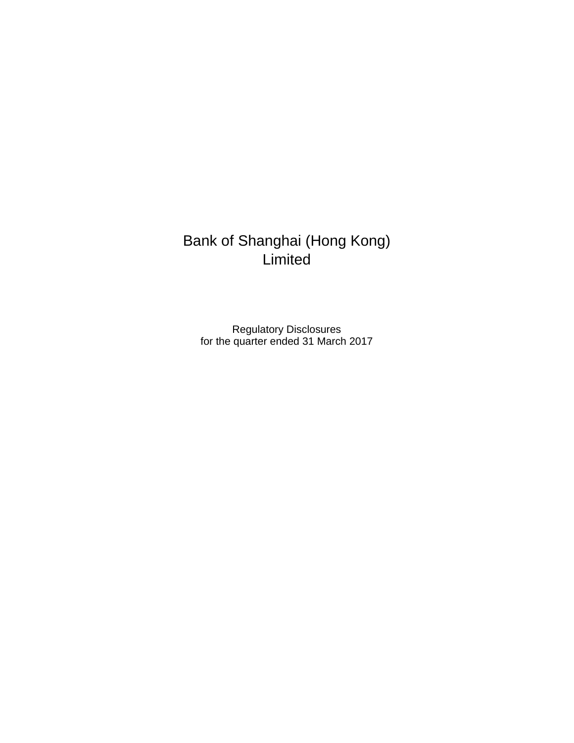# Bank of Shanghai (Hong Kong) Limited

Regulatory Disclosures
for the quarter ended 31 March 2017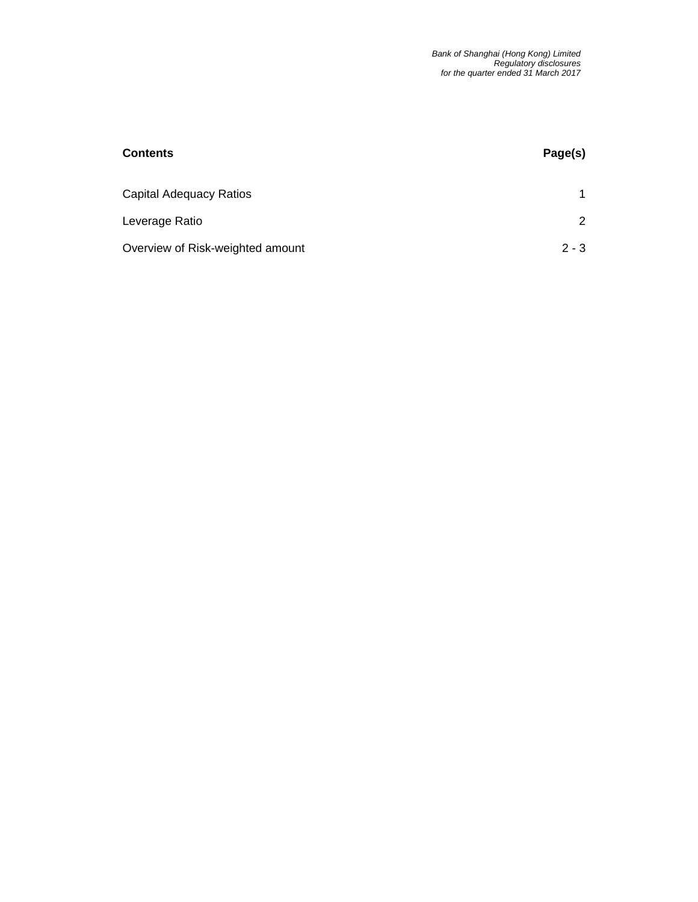| **Contents** | **Page(s)** |
| --- | --- |
| Capital Adequacy Ratios | 1 |
| Leverage Ratio | 2 |
| Overview of Risk-weighted amount | 2 - 3 |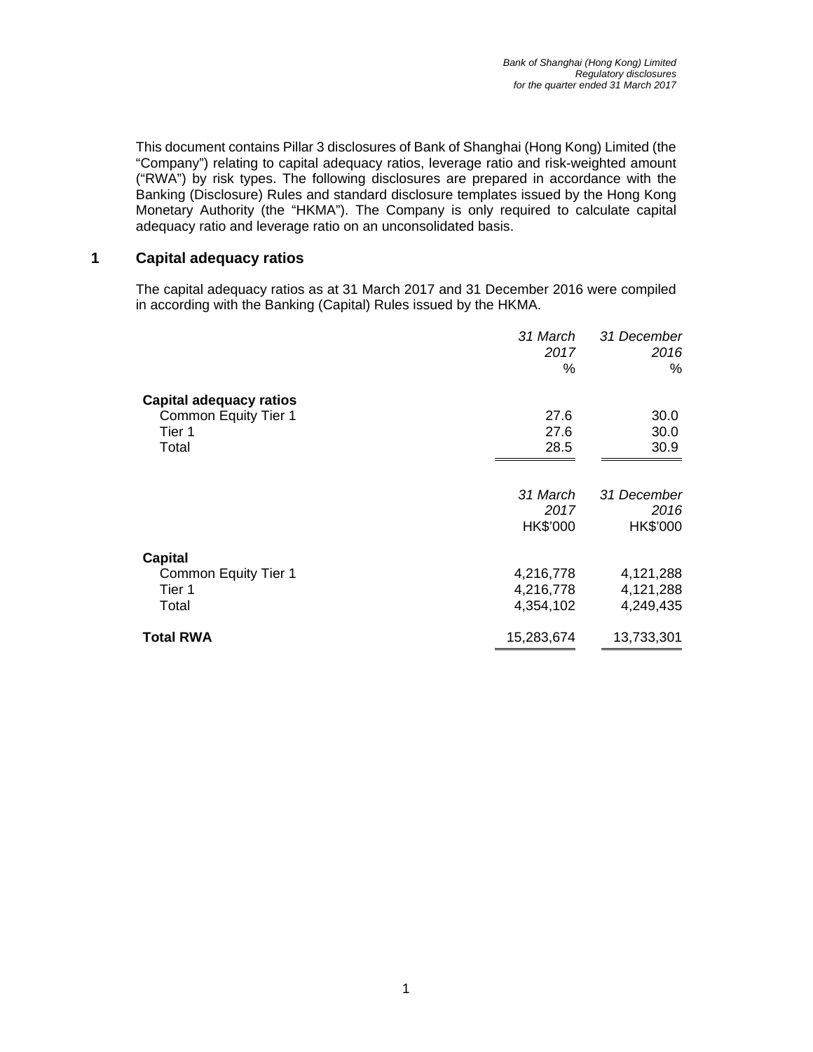This document contains Pillar 3 disclosures of Bank of Shanghai (Hong Kong) Limited (the "Company") relating to capital adequacy ratios, leverage ratio and risk-weighted amount ("RWA") by risk types. The following disclosures are prepared in accordance with the Banking (Disclosure) Rules and standard disclosure templates issued by the Hong Kong Monetary Authority (the "HKMA"). The Company is only required to calculate capital adequacy ratio and leverage ratio on an unconsolidated basis.

## 1 Capital adequacy ratios

The capital adequacy ratios as at 31 March 2017 and 31 December 2016 were compiled in according with the Banking (Capital) Rules issued by the HKMA.

| | *31 March 2017* % | *31 December 2016* % |
|---|---|---|
| **Capital adequacy ratios** | | |
| Common Equity Tier 1 | 27.6 | 30.0 |
| Tier 1 | 27.6 | 30.0 |
| Total | 28.5 | 30.9 |

| | *31 March 2017* HK$'000 | *31 December 2016* HK$'000 |
|---|---|---|
| **Capital** | | |
| Common Equity Tier 1 | 4,216,778 | 4,121,288 |
| Tier 1 | 4,216,778 | 4,121,288 |
| Total | 4,354,102 | 4,249,435 |
| **Total RWA** | 15,283,674 | 13,733,301 |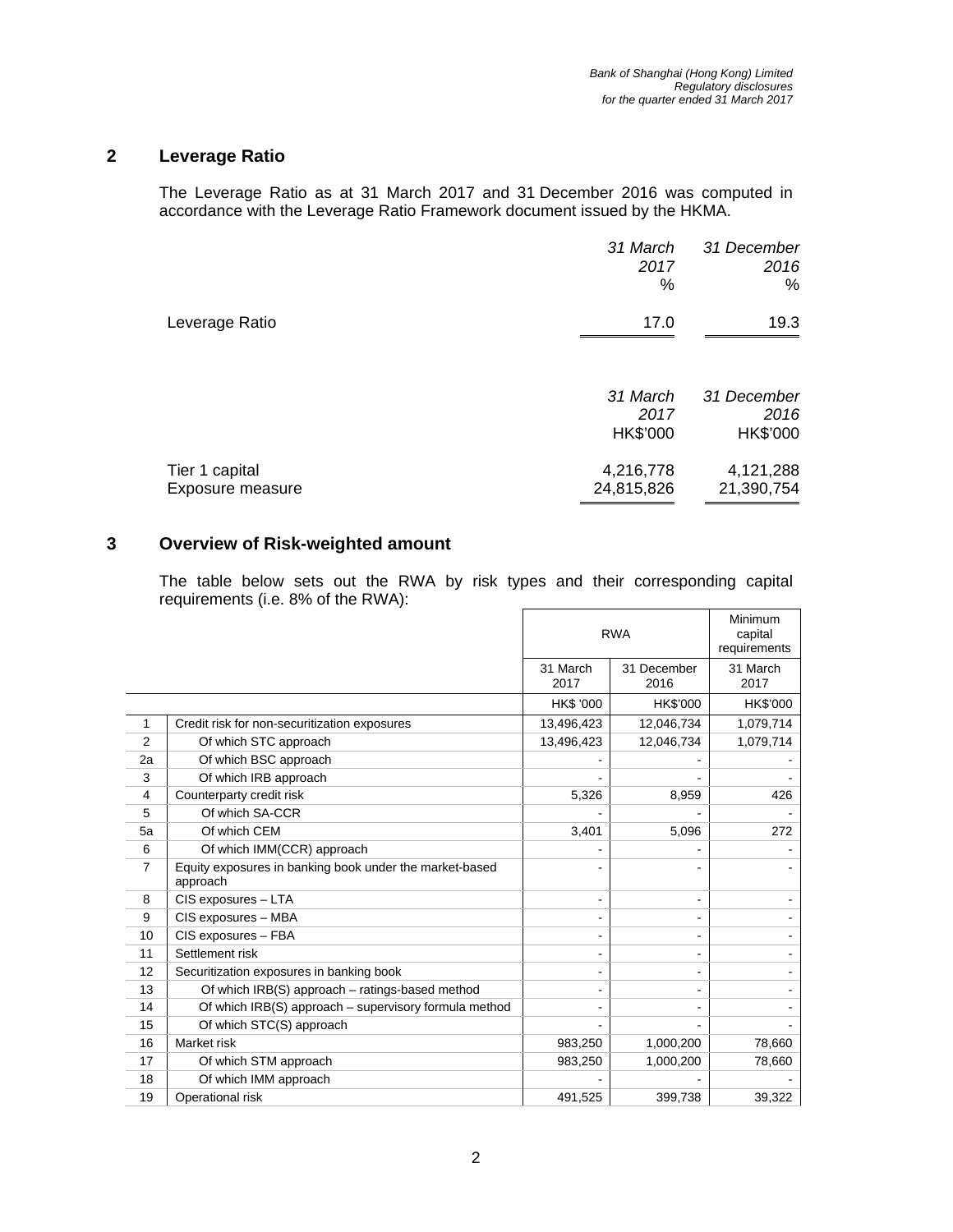## 2 Leverage Ratio

The Leverage Ratio as at 31 March 2017 and 31 December 2016 was computed in accordance with the Leverage Ratio Framework document issued by the HKMA.

| | *31 March 2017* % | *31 December 2016* % |
|---|---|---|
| Leverage Ratio | 17.0 | 19.3 |

| | *31 March 2017* HK$'000 | *31 December 2016* HK$'000 |
|---|---|---|
| Tier 1 capital | 4,216,778 | 4,121,288 |
| Exposure measure | 24,815,826 | 21,390,754 |

## 3 Overview of Risk-weighted amount

The table below sets out the RWA by risk types and their corresponding capital requirements (i.e. 8% of the RWA):

| | | RWA | | Minimum capital requirements |
|---|---|---|---|---|
| | | 31 March 2017 | 31 December 2016 | 31 March 2017 |
| | | HK$ '000 | HK$'000 | HK$'000 |
| 1 | Credit risk for non-securitization exposures | 13,496,423 | 12,046,734 | 1,079,714 |
| 2 | Of which STC approach | 13,496,423 | 12,046,734 | 1,079,714 |
| 2a | Of which BSC approach | - | - | - |
| 3 | Of which IRB approach | - | - | - |
| 4 | Counterparty credit risk | 5,326 | 8,959 | 426 |
| 5 | Of which SA-CCR | - | - | - |
| 5a | Of which CEM | 3,401 | 5,096 | 272 |
| 6 | Of which IMM(CCR) approach | - | - | - |
| 7 | Equity exposures in banking book under the market-based approach | - | - | - |
| 8 | CIS exposures – LTA | - | - | - |
| 9 | CIS exposures – MBA | - | - | - |
| 10 | CIS exposures – FBA | - | - | - |
| 11 | Settlement risk | - | - | - |
| 12 | Securitization exposures in banking book | - | - | - |
| 13 | Of which IRB(S) approach – ratings-based method | - | - | - |
| 14 | Of which IRB(S) approach – supervisory formula method | - | - | - |
| 15 | Of which STC(S) approach | - | - | - |
| 16 | Market risk | 983,250 | 1,000,200 | 78,660 |
| 17 | Of which STM approach | 983,250 | 1,000,200 | 78,660 |
| 18 | Of which IMM approach | - | - | - |
| 19 | Operational risk | 491,525 | 399,738 | 39,322 |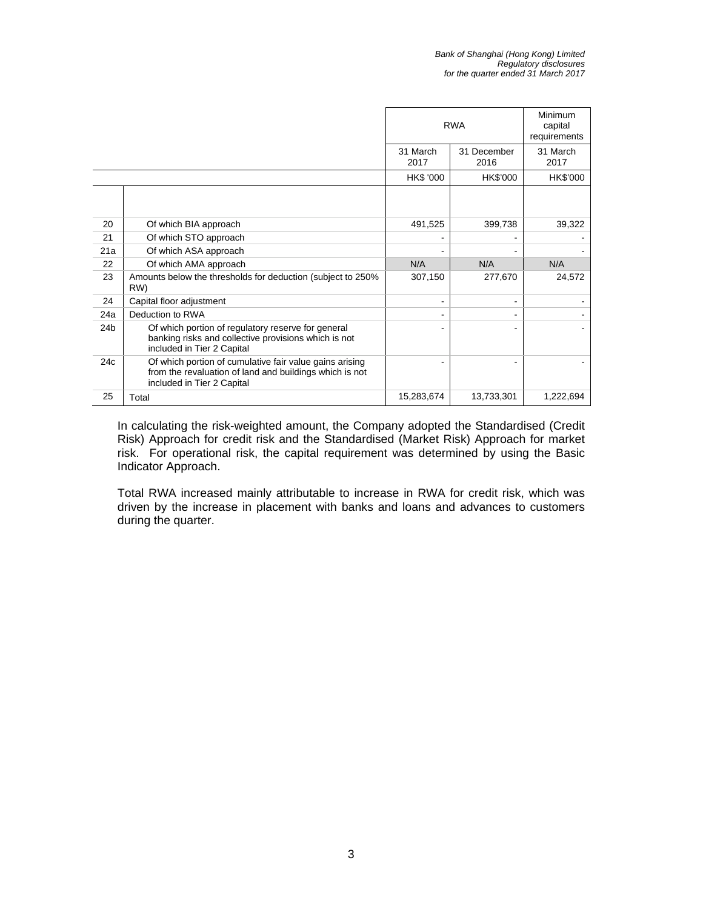| | | RWA | | Minimum capital requirements |
|---|---|---|---|---|
| | | 31 March 2017 | 31 December 2016 | 31 March 2017 |
| | | HK$ '000 | HK$'000 | HK$'000 |
| | | | | |
| 20 | Of which BIA approach | 491,525 | 399,738 | 39,322 |
| 21 | Of which STO approach | - | - | - |
| 21a | Of which ASA approach | - | - | - |
| 22 | Of which AMA approach | N/A | N/A | N/A |
| 23 | Amounts below the thresholds for deduction (subject to 250% RW) | 307,150 | 277,670 | 24,572 |
| 24 | Capital floor adjustment | - | - | - |
| 24a | Deduction to RWA | - | - | - |
| 24b | Of which portion of regulatory reserve for general banking risks and collective provisions which is not included in Tier 2 Capital | - | - | - |
| 24c | Of which portion of cumulative fair value gains arising from the revaluation of land and buildings which is not included in Tier 2 Capital | - | - | - |
| 25 | Total | 15,283,674 | 13,733,301 | 1,222,694 |

In calculating the risk-weighted amount, the Company adopted the Standardised (Credit Risk) Approach for credit risk and the Standardised (Market Risk) Approach for market risk. For operational risk, the capital requirement was determined by using the Basic Indicator Approach.

Total RWA increased mainly attributable to increase in RWA for credit risk, which was driven by the increase in placement with banks and loans and advances to customers during the quarter.